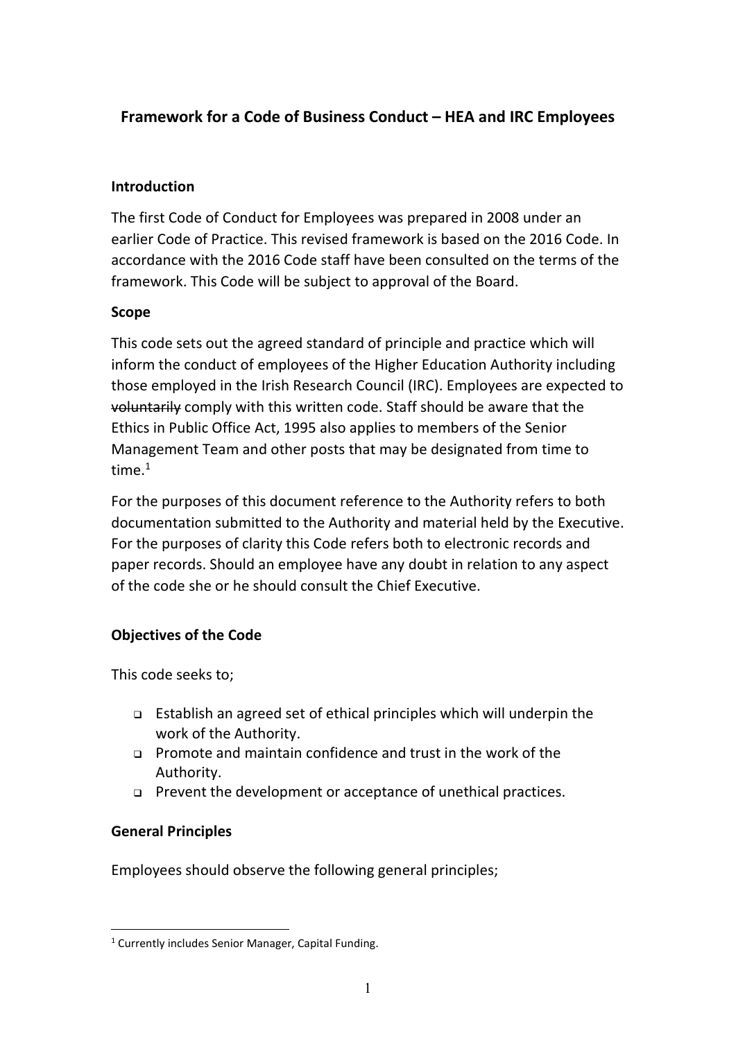# Framework for a Code of Business Conduct – HEA and IRC Employees

## Introduction

The first Code of Conduct for Employees was prepared in 2008 under an earlier Code of Practice. This revised framework is based on the 2016 Code. In accordance with the 2016 Code staff have been consulted on the terms of the framework. This Code will be subject to approval of the Board.

## Scope

This code sets out the agreed standard of principle and practice which will inform the conduct of employees of the Higher Education Authority including those employed in the Irish Research Council (IRC). Employees are expected to ~~voluntarily~~ comply with this written code. Staff should be aware that the Ethics in Public Office Act, 1995 also applies to members of the Senior Management Team and other posts that may be designated from time to time.[1]

For the purposes of this document reference to the Authority refers to both documentation submitted to the Authority and material held by the Executive. For the purposes of clarity this Code refers both to electronic records and paper records. Should an employee have any doubt in relation to any aspect of the code she or he should consult the Chief Executive.

## Objectives of the Code

This code seeks to;

- Establish an agreed set of ethical principles which will underpin the work of the Authority.
- Promote and maintain confidence and trust in the work of the Authority.
- Prevent the development or acceptance of unethical practices.

## General Principles

Employees should observe the following general principles;

---

[1] Currently includes Senior Manager, Capital Funding.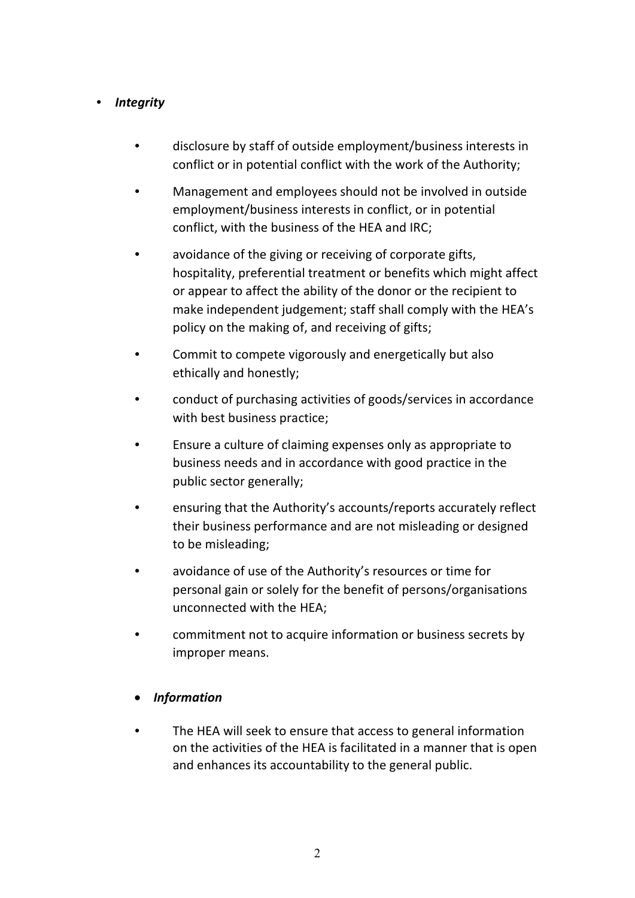- ***Integrity***

  - disclosure by staff of outside employment/business interests in conflict or in potential conflict with the work of the Authority;
  - Management and employees should not be involved in outside employment/business interests in conflict, or in potential conflict, with the business of the HEA and IRC;
  - avoidance of the giving or receiving of corporate gifts, hospitality, preferential treatment or benefits which might affect or appear to affect the ability of the donor or the recipient to make independent judgement; staff shall comply with the HEA's policy on the making of, and receiving of gifts;
  - Commit to compete vigorously and energetically but also ethically and honestly;
  - conduct of purchasing activities of goods/services in accordance with best business practice;
  - Ensure a culture of claiming expenses only as appropriate to business needs and in accordance with good practice in the public sector generally;
  - ensuring that the Authority's accounts/reports accurately reflect their business performance and are not misleading or designed to be misleading;
  - avoidance of use of the Authority's resources or time for personal gain or solely for the benefit of persons/organisations unconnected with the HEA;
  - commitment not to acquire information or business secrets by improper means.

- ***Information***

  - The HEA will seek to ensure that access to general information on the activities of the HEA is facilitated in a manner that is open and enhances its accountability to the general public.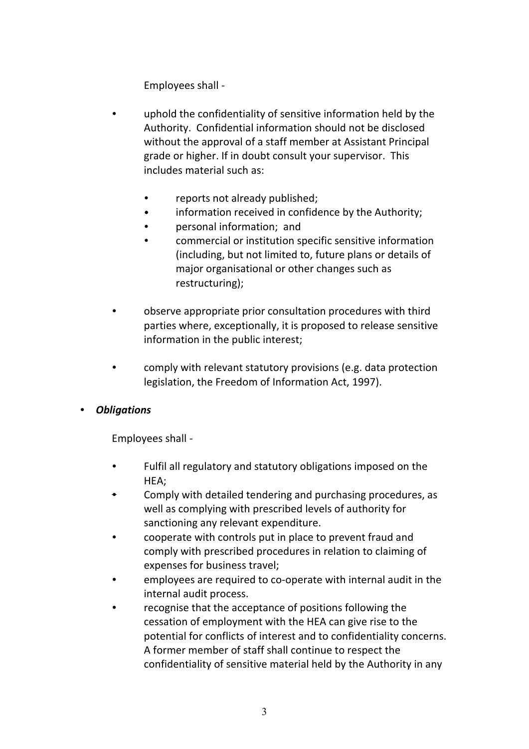Employees shall -

- uphold the confidentiality of sensitive information held by the Authority. Confidential information should not be disclosed without the approval of a staff member at Assistant Principal grade or higher. If in doubt consult your supervisor. This includes material such as:
  - reports not already published;
  - information received in confidence by the Authority;
  - personal information; and
  - commercial or institution specific sensitive information (including, but not limited to, future plans or details of major organisational or other changes such as restructuring);
- observe appropriate prior consultation procedures with third parties where, exceptionally, it is proposed to release sensitive information in the public interest;
- comply with relevant statutory provisions (e.g. data protection legislation, the Freedom of Information Act, 1997).

- ***Obligations***

  Employees shall -

  - Fulfil all regulatory and statutory obligations imposed on the HEA;
  - Comply with detailed tendering and purchasing procedures, as well as complying with prescribed levels of authority for sanctioning any relevant expenditure.
  - cooperate with controls put in place to prevent fraud and comply with prescribed procedures in relation to claiming of expenses for business travel;
  - employees are required to co-operate with internal audit in the internal audit process.
  - recognise that the acceptance of positions following the cessation of employment with the HEA can give rise to the potential for conflicts of interest and to confidentiality concerns. A former member of staff shall continue to respect the confidentiality of sensitive material held by the Authority in any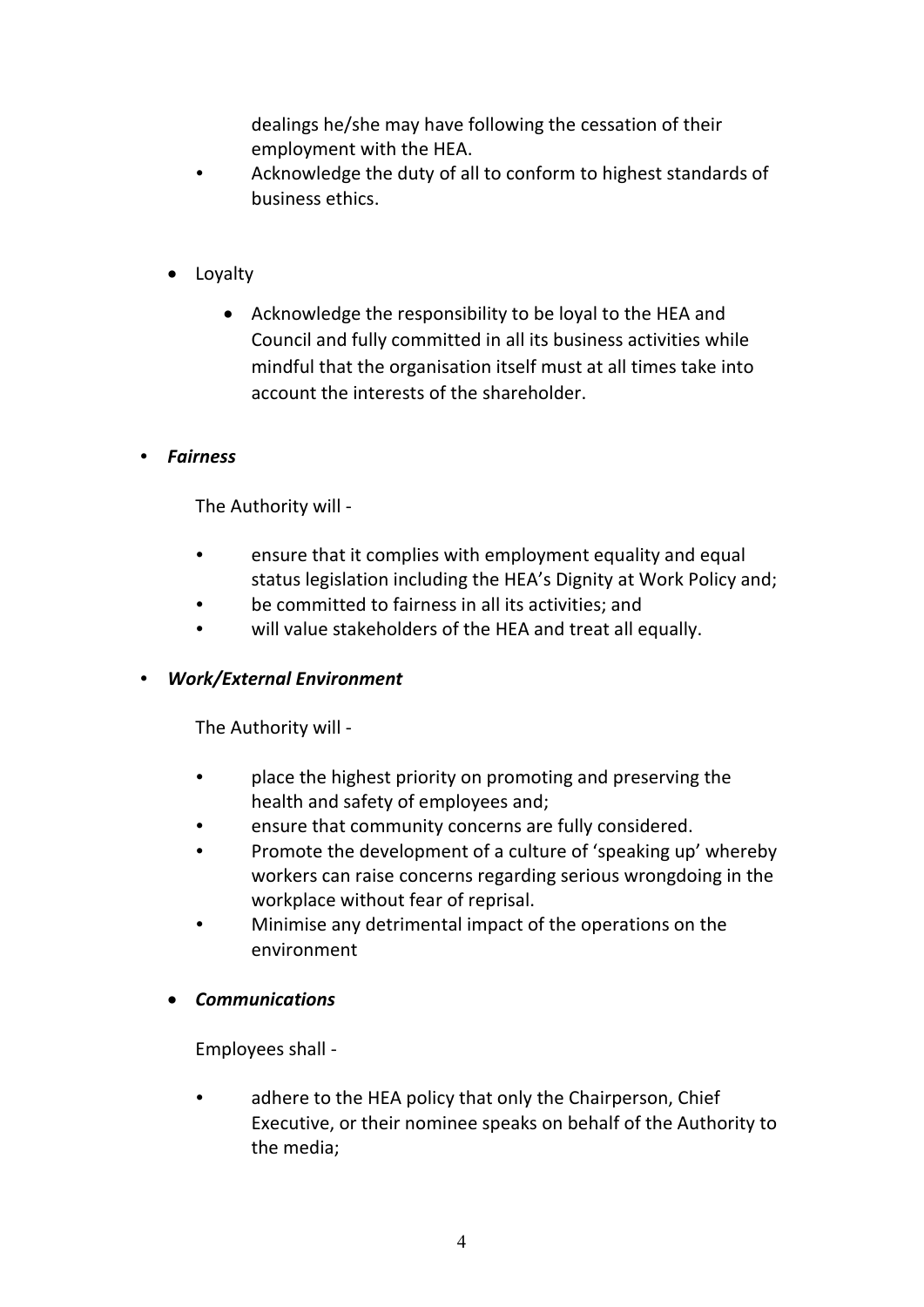dealings he/she may have following the cessation of their employment with the HEA.
- Acknowledge the duty of all to conform to highest standards of business ethics.

- Loyalty

  - Acknowledge the responsibility to be loyal to the HEA and Council and fully committed in all its business activities while mindful that the organisation itself must at all times take into account the interests of the shareholder.

- ***Fairness***

  The Authority will -

  - ensure that it complies with employment equality and equal status legislation including the HEA's Dignity at Work Policy and;
  - be committed to fairness in all its activities; and
  - will value stakeholders of the HEA and treat all equally.

- ***Work/External Environment***

  The Authority will -

  - place the highest priority on promoting and preserving the health and safety of employees and;
  - ensure that community concerns are fully considered.
  - Promote the development of a culture of 'speaking up' whereby workers can raise concerns regarding serious wrongdoing in the workplace without fear of reprisal.
  - Minimise any detrimental impact of the operations on the environment

- ***Communications***

  Employees shall -

  - adhere to the HEA policy that only the Chairperson, Chief Executive, or their nominee speaks on behalf of the Authority to the media;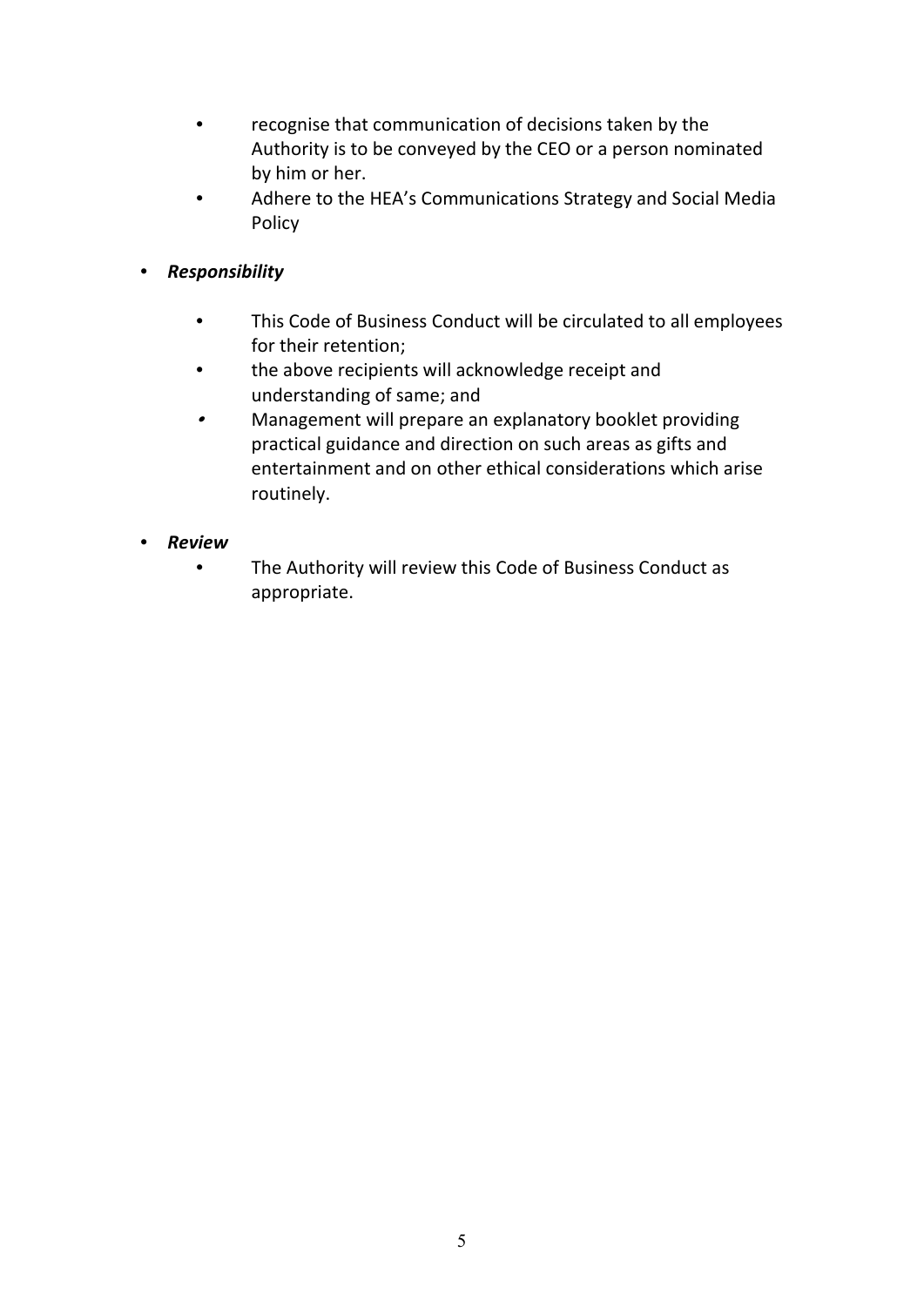- recognise that communication of decisions taken by the Authority is to be conveyed by the CEO or a person nominated by him or her.
- Adhere to the HEA's Communications Strategy and Social Media Policy

- ***Responsibility***
  - This Code of Business Conduct will be circulated to all employees for their retention;
  - the above recipients will acknowledge receipt and understanding of same; and
  - Management will prepare an explanatory booklet providing practical guidance and direction on such areas as gifts and entertainment and on other ethical considerations which arise routinely.

- ***Review***
  - The Authority will review this Code of Business Conduct as appropriate.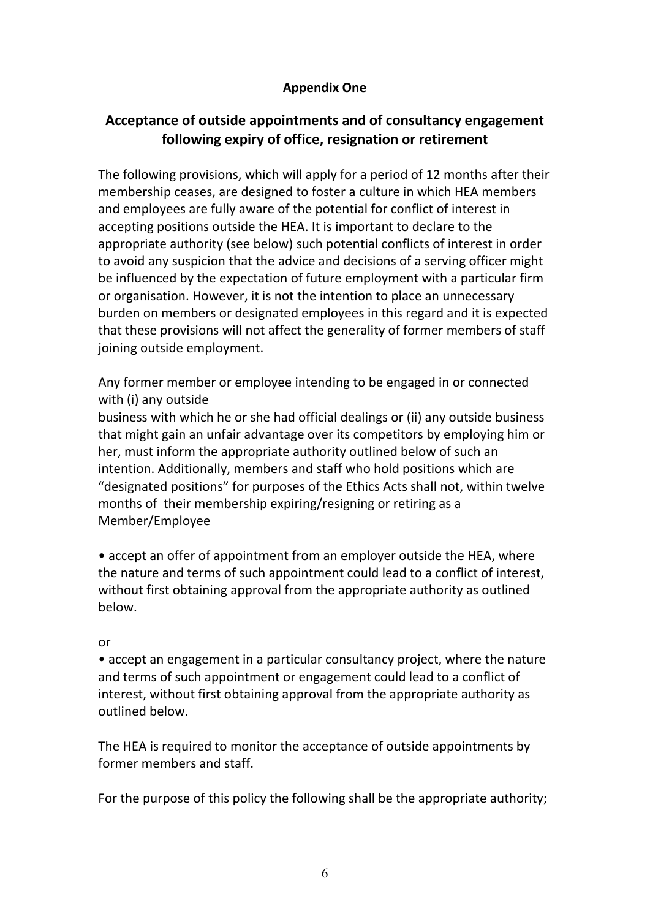**Appendix One**

## Acceptance of outside appointments and of consultancy engagement following expiry of office, resignation or retirement

The following provisions, which will apply for a period of 12 months after their membership ceases, are designed to foster a culture in which HEA members and employees are fully aware of the potential for conflict of interest in accepting positions outside the HEA. It is important to declare to the appropriate authority (see below) such potential conflicts of interest in order to avoid any suspicion that the advice and decisions of a serving officer might be influenced by the expectation of future employment with a particular firm or organisation. However, it is not the intention to place an unnecessary burden on members or designated employees in this regard and it is expected that these provisions will not affect the generality of former members of staff joining outside employment.

Any former member or employee intending to be engaged in or connected with (i) any outside business with which he or she had official dealings or (ii) any outside business that might gain an unfair advantage over its competitors by employing him or her, must inform the appropriate authority outlined below of such an intention. Additionally, members and staff who hold positions which are "designated positions" for purposes of the Ethics Acts shall not, within twelve months of their membership expiring/resigning or retiring as a Member/Employee

- accept an offer of appointment from an employer outside the HEA, where the nature and terms of such appointment could lead to a conflict of interest, without first obtaining approval from the appropriate authority as outlined below.

or

- accept an engagement in a particular consultancy project, where the nature and terms of such appointment or engagement could lead to a conflict of interest, without first obtaining approval from the appropriate authority as outlined below.

The HEA is required to monitor the acceptance of outside appointments by former members and staff.

For the purpose of this policy the following shall be the appropriate authority;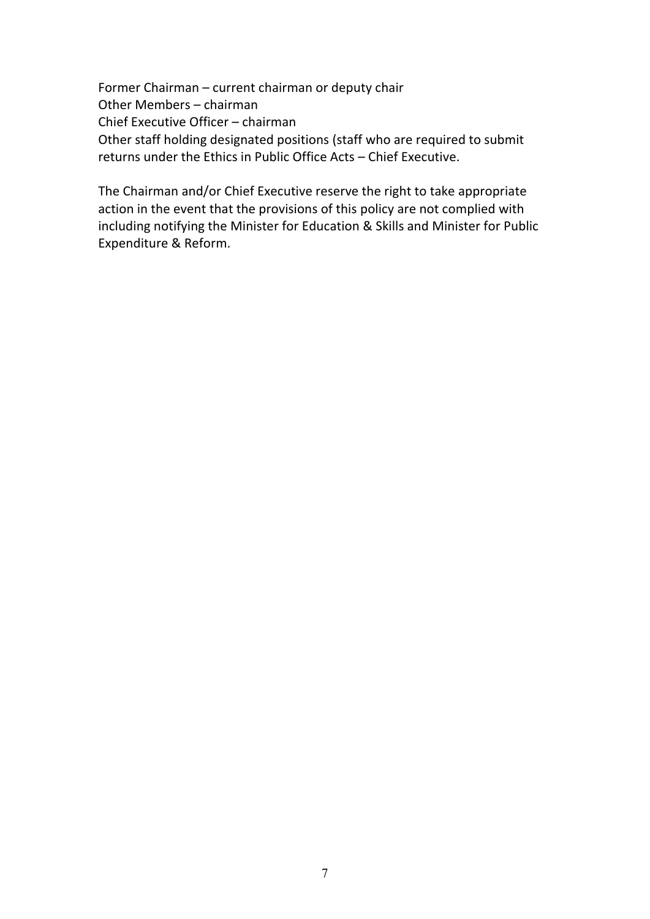Former Chairman – current chairman or deputy chair
Other Members – chairman
Chief Executive Officer – chairman
Other staff holding designated positions (staff who are required to submit returns under the Ethics in Public Office Acts – Chief Executive.

The Chairman and/or Chief Executive reserve the right to take appropriate action in the event that the provisions of this policy are not complied with including notifying the Minister for Education & Skills and Minister for Public Expenditure & Reform.